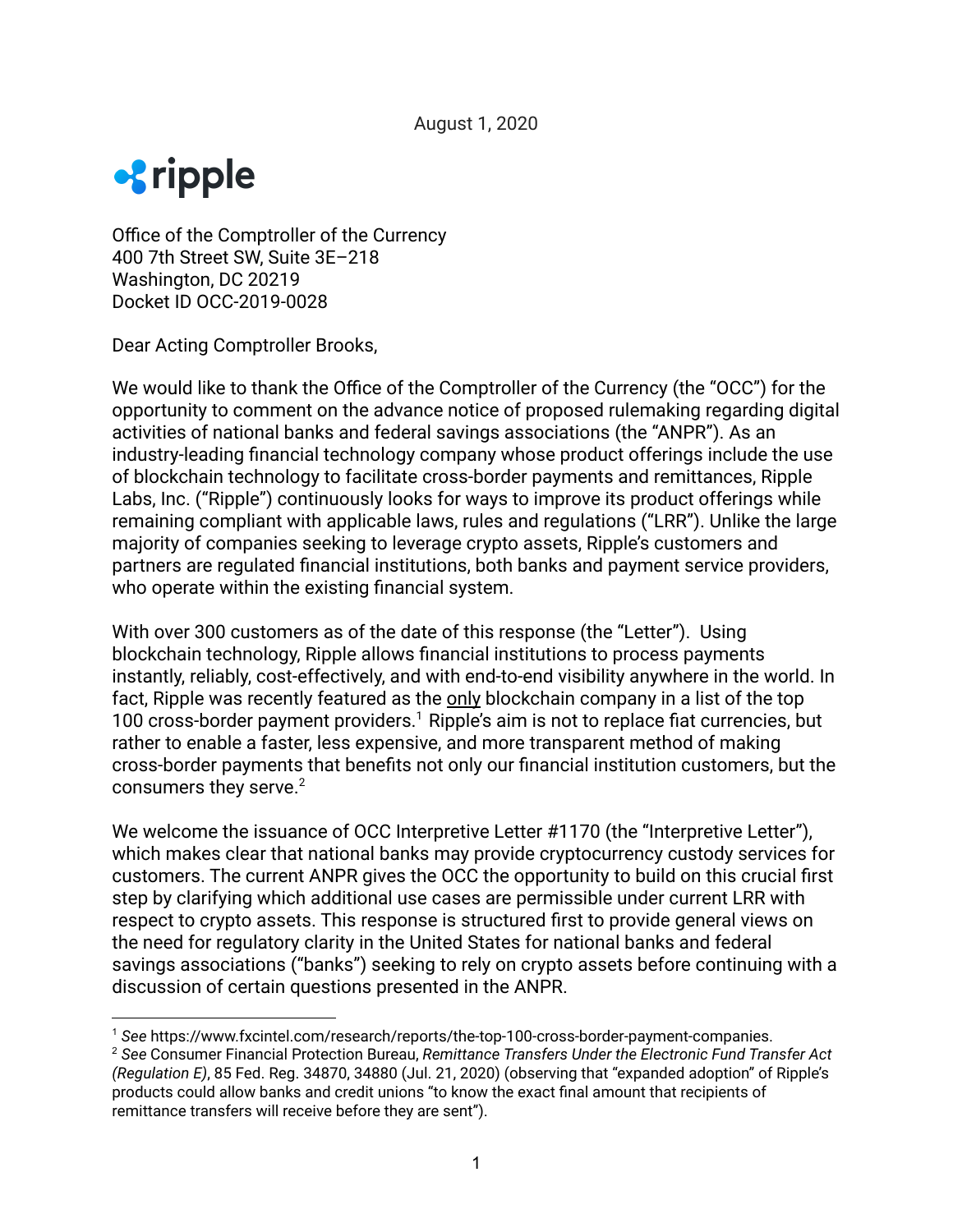August 1, 2020

ripple

Office of the Comptroller of the Currency
400 7th Street SW, Suite 3E–218
Washington, DC 20219
Docket ID OCC-2019-0028

Dear Acting Comptroller Brooks,

We would like to thank the Office of the Comptroller of the Currency (the "OCC") for the opportunity to comment on the advance notice of proposed rulemaking regarding digital activities of national banks and federal savings associations (the "ANPR"). As an industry-leading financial technology company whose product offerings include the use of blockchain technology to facilitate cross-border payments and remittances, Ripple Labs, Inc. ("Ripple") continuously looks for ways to improve its product offerings while remaining compliant with applicable laws, rules and regulations ("LRR"). Unlike the large majority of companies seeking to leverage crypto assets, Ripple's customers and partners are regulated financial institutions, both banks and payment service providers, who operate within the existing financial system.

With over 300 customers as of the date of this response (the "Letter"). Using blockchain technology, Ripple allows financial institutions to process payments instantly, reliably, cost-effectively, and with end-to-end visibility anywhere in the world. In fact, Ripple was recently featured as the <u>only</u> blockchain company in a list of the top 100 cross-border payment providers.[1] Ripple's aim is not to replace fiat currencies, but rather to enable a faster, less expensive, and more transparent method of making cross-border payments that benefits not only our financial institution customers, but the consumers they serve.[2]

We welcome the issuance of OCC Interpretive Letter #1170 (the "Interpretive Letter"), which makes clear that national banks may provide cryptocurrency custody services for customers. The current ANPR gives the OCC the opportunity to build on this crucial first step by clarifying which additional use cases are permissible under current LRR with respect to crypto assets. This response is structured first to provide general views on the need for regulatory clarity in the United States for national banks and federal savings associations ("banks") seeking to rely on crypto assets before continuing with a discussion of certain questions presented in the ANPR.

---

[1] *See* https://www.fxcintel.com/research/reports/the-top-100-cross-border-payment-companies.

[2] *See* Consumer Financial Protection Bureau, *Remittance Transfers Under the Electronic Fund Transfer Act (Regulation E)*, 85 Fed. Reg. 34870, 34880 (Jul. 21, 2020) (observing that "expanded adoption" of Ripple's products could allow banks and credit unions "to know the exact final amount that recipients of remittance transfers will receive before they are sent").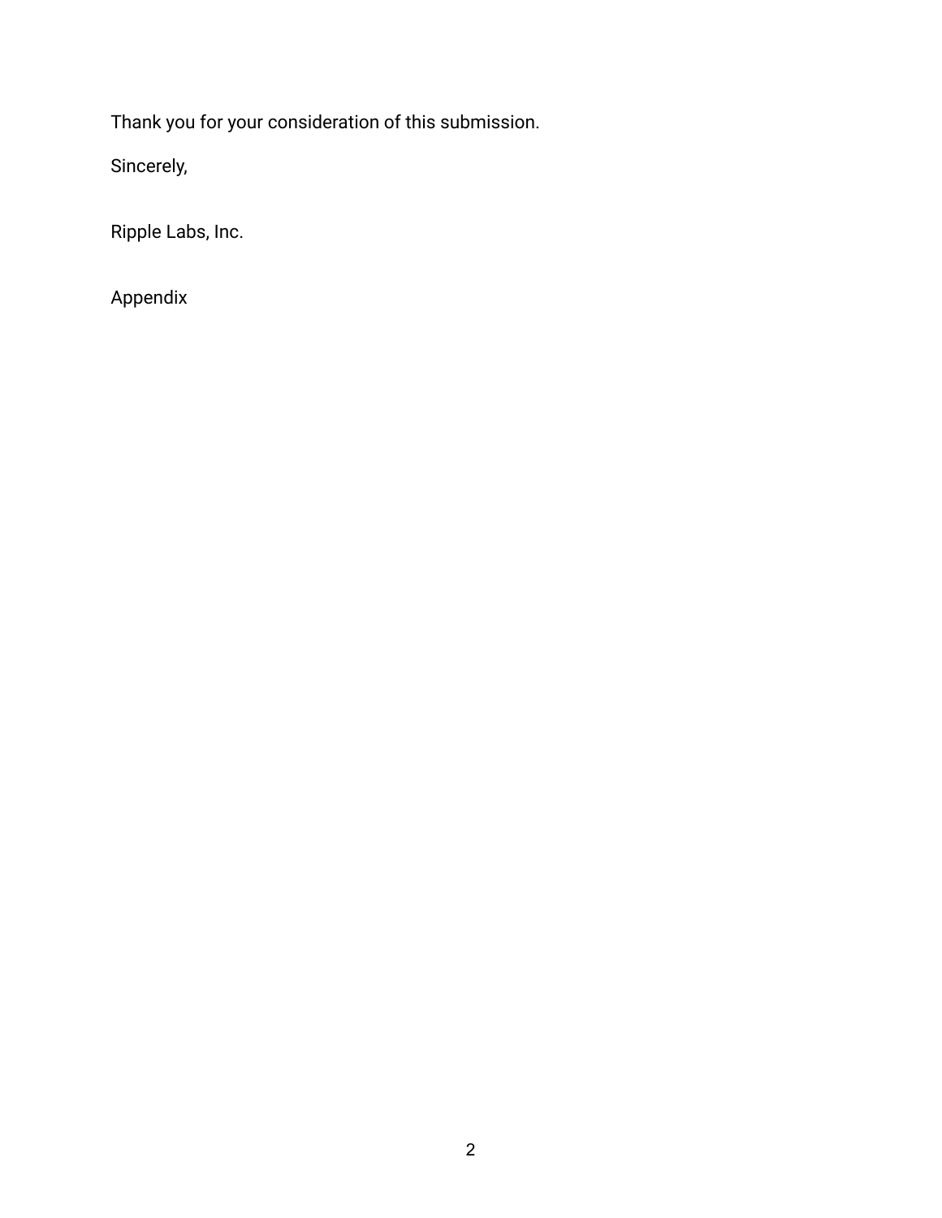Thank you for your consideration of this submission.

Sincerely,

Ripple Labs, Inc.

Appendix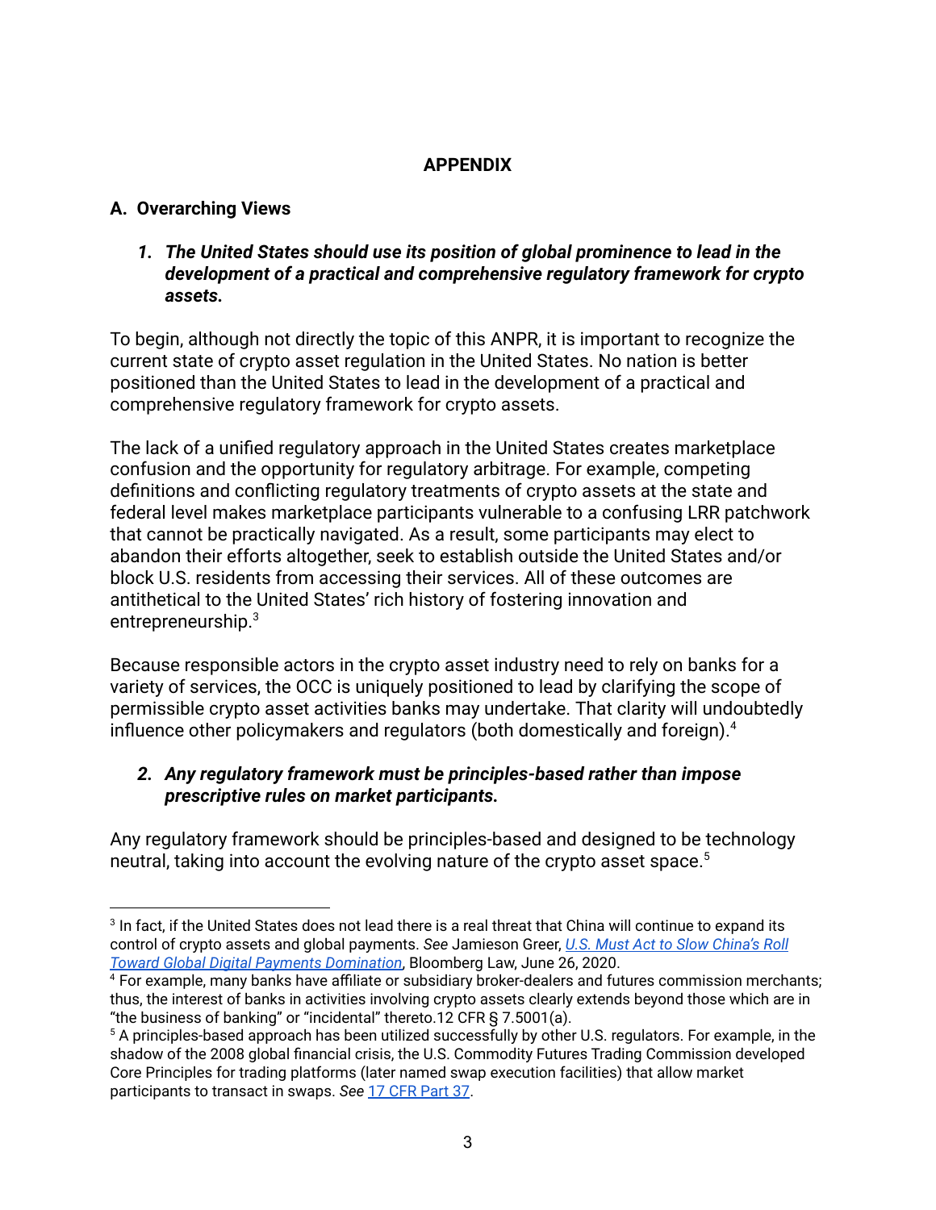# APPENDIX

## A. Overarching Views

### *1. The United States should use its position of global prominence to lead in the development of a practical and comprehensive regulatory framework for crypto assets.*

To begin, although not directly the topic of this ANPR, it is important to recognize the current state of crypto asset regulation in the United States. No nation is better positioned than the United States to lead in the development of a practical and comprehensive regulatory framework for crypto assets.

The lack of a unified regulatory approach in the United States creates marketplace confusion and the opportunity for regulatory arbitrage. For example, competing definitions and conflicting regulatory treatments of crypto assets at the state and federal level makes marketplace participants vulnerable to a confusing LRR patchwork that cannot be practically navigated. As a result, some participants may elect to abandon their efforts altogether, seek to establish outside the United States and/or block U.S. residents from accessing their services. All of these outcomes are antithetical to the United States' rich history of fostering innovation and entrepreneurship.[3]

Because responsible actors in the crypto asset industry need to rely on banks for a variety of services, the OCC is uniquely positioned to lead by clarifying the scope of permissible crypto asset activities banks may undertake. That clarity will undoubtedly influence other policymakers and regulators (both domestically and foreign).[4]

### *2. Any regulatory framework must be principles-based rather than impose prescriptive rules on market participants.*

Any regulatory framework should be principles-based and designed to be technology neutral, taking into account the evolving nature of the crypto asset space.[5]

---

[3] In fact, if the United States does not lead there is a real threat that China will continue to expand its control of crypto assets and global payments. *See* Jamieson Greer, *U.S. Must Act to Slow China's Roll Toward Global Digital Payments Domination*, Bloomberg Law, June 26, 2020.

[4] For example, many banks have affiliate or subsidiary broker-dealers and futures commission merchants; thus, the interest of banks in activities involving crypto assets clearly extends beyond those which are in "the business of banking" or "incidental" thereto.12 CFR § 7.5001(a).

[5] A principles-based approach has been utilized successfully by other U.S. regulators. For example, in the shadow of the 2008 global financial crisis, the U.S. Commodity Futures Trading Commission developed Core Principles for trading platforms (later named swap execution facilities) that allow market participants to transact in swaps. *See* 17 CFR Part 37.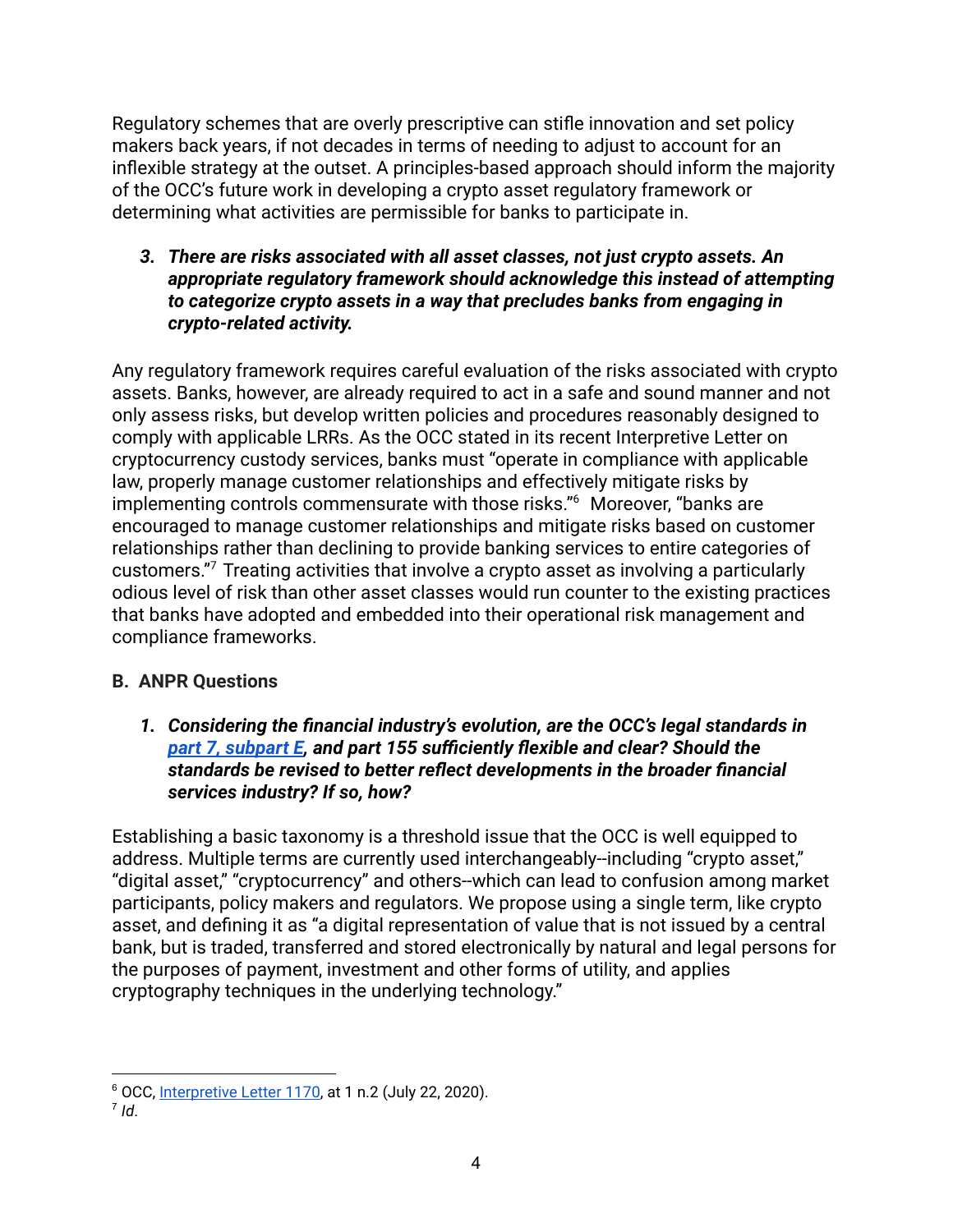Regulatory schemes that are overly prescriptive can stifle innovation and set policy makers back years, if not decades in terms of needing to adjust to account for an inflexible strategy at the outset. A principles-based approach should inform the majority of the OCC's future work in developing a crypto asset regulatory framework or determining what activities are permissible for banks to participate in.

3. ***There are risks associated with all asset classes, not just crypto assets. An appropriate regulatory framework should acknowledge this instead of attempting to categorize crypto assets in a way that precludes banks from engaging in crypto-related activity.***

Any regulatory framework requires careful evaluation of the risks associated with crypto assets. Banks, however, are already required to act in a safe and sound manner and not only assess risks, but develop written policies and procedures reasonably designed to comply with applicable LRRs. As the OCC stated in its recent Interpretive Letter on cryptocurrency custody services, banks must "operate in compliance with applicable law, properly manage customer relationships and effectively mitigate risks by implementing controls commensurate with those risks."[6] Moreover, "banks are encouraged to manage customer relationships and mitigate risks based on customer relationships rather than declining to provide banking services to entire categories of customers."[7] Treating activities that involve a crypto asset as involving a particularly odious level of risk than other asset classes would run counter to the existing practices that banks have adopted and embedded into their operational risk management and compliance frameworks.

## B. ANPR Questions

1. ***Considering the financial industry's evolution, are the OCC's legal standards in [part 7, subpart E](), and part 155 sufficiently flexible and clear? Should the standards be revised to better reflect developments in the broader financial services industry? If so, how?***

Establishing a basic taxonomy is a threshold issue that the OCC is well equipped to address. Multiple terms are currently used interchangeably--including "crypto asset," "digital asset," "cryptocurrency" and others--which can lead to confusion among market participants, policy makers and regulators. We propose using a single term, like crypto asset, and defining it as "a digital representation of value that is not issued by a central bank, but is traded, transferred and stored electronically by natural and legal persons for the purposes of payment, investment and other forms of utility, and applies cryptography techniques in the underlying technology."

---

[6] OCC, [Interpretive Letter 1170](), at 1 n.2 (July 22, 2020).

[7] *Id*.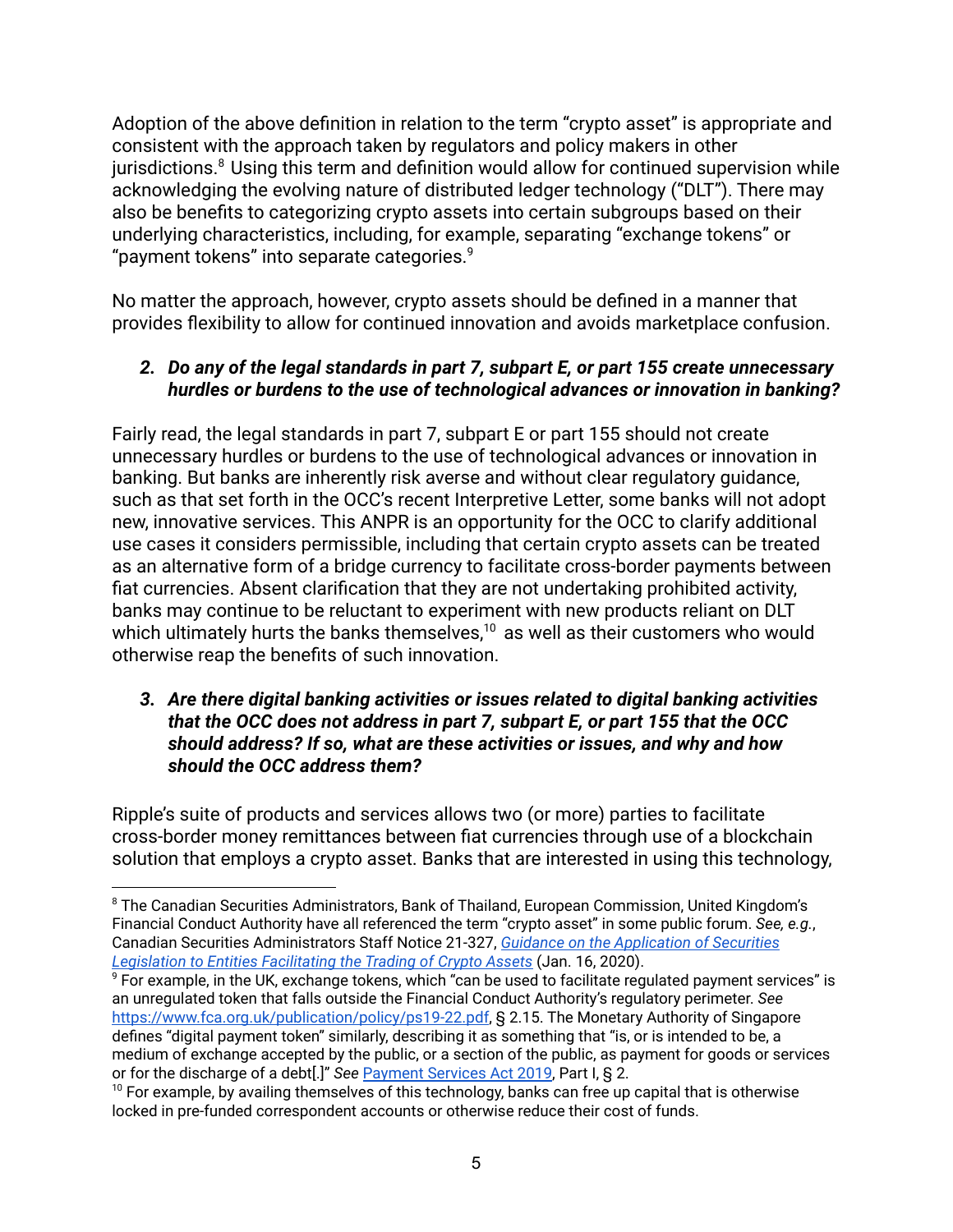Adoption of the above definition in relation to the term "crypto asset" is appropriate and consistent with the approach taken by regulators and policy makers in other jurisdictions.[8] Using this term and definition would allow for continued supervision while acknowledging the evolving nature of distributed ledger technology ("DLT"). There may also be benefits to categorizing crypto assets into certain subgroups based on their underlying characteristics, including, for example, separating "exchange tokens" or "payment tokens" into separate categories.[9]

No matter the approach, however, crypto assets should be defined in a manner that provides flexibility to allow for continued innovation and avoids marketplace confusion.

***2. Do any of the legal standards in part 7, subpart E, or part 155 create unnecessary hurdles or burdens to the use of technological advances or innovation in banking?***

Fairly read, the legal standards in part 7, subpart E or part 155 should not create unnecessary hurdles or burdens to the use of technological advances or innovation in banking. But banks are inherently risk averse and without clear regulatory guidance, such as that set forth in the OCC's recent Interpretive Letter, some banks will not adopt new, innovative services. This ANPR is an opportunity for the OCC to clarify additional use cases it considers permissible, including that certain crypto assets can be treated as an alternative form of a bridge currency to facilitate cross-border payments between fiat currencies. Absent clarification that they are not undertaking prohibited activity, banks may continue to be reluctant to experiment with new products reliant on DLT which ultimately hurts the banks themselves,[10] as well as their customers who would otherwise reap the benefits of such innovation.

***3. Are there digital banking activities or issues related to digital banking activities that the OCC does not address in part 7, subpart E, or part 155 that the OCC should address? If so, what are these activities or issues, and why and how should the OCC address them?***

Ripple's suite of products and services allows two (or more) parties to facilitate cross-border money remittances between fiat currencies through use of a blockchain solution that employs a crypto asset. Banks that are interested in using this technology,

---

[8] The Canadian Securities Administrators, Bank of Thailand, European Commission, United Kingdom's Financial Conduct Authority have all referenced the term "crypto asset" in some public forum. *See, e.g.*, Canadian Securities Administrators Staff Notice 21-327, [*Guidance on the Application of Securities Legislation to Entities Facilitating the Trading of Crypto Assets*]() (Jan. 16, 2020).

[9] For example, in the UK, exchange tokens, which "can be used to facilitate regulated payment services" is an unregulated token that falls outside the Financial Conduct Authority's regulatory perimeter. *See* [https://www.fca.org.uk/publication/policy/ps19-22.pdf](https://www.fca.org.uk/publication/policy/ps19-22.pdf), § 2.15. The Monetary Authority of Singapore defines "digital payment token" similarly, describing it as something that "is, or is intended to be, a medium of exchange accepted by the public, or a section of the public, as payment for goods or services or for the discharge of a debt[.]" *See* [Payment Services Act 2019](), Part I, § 2.

[10] For example, by availing themselves of this technology, banks can free up capital that is otherwise locked in pre-funded correspondent accounts or otherwise reduce their cost of funds.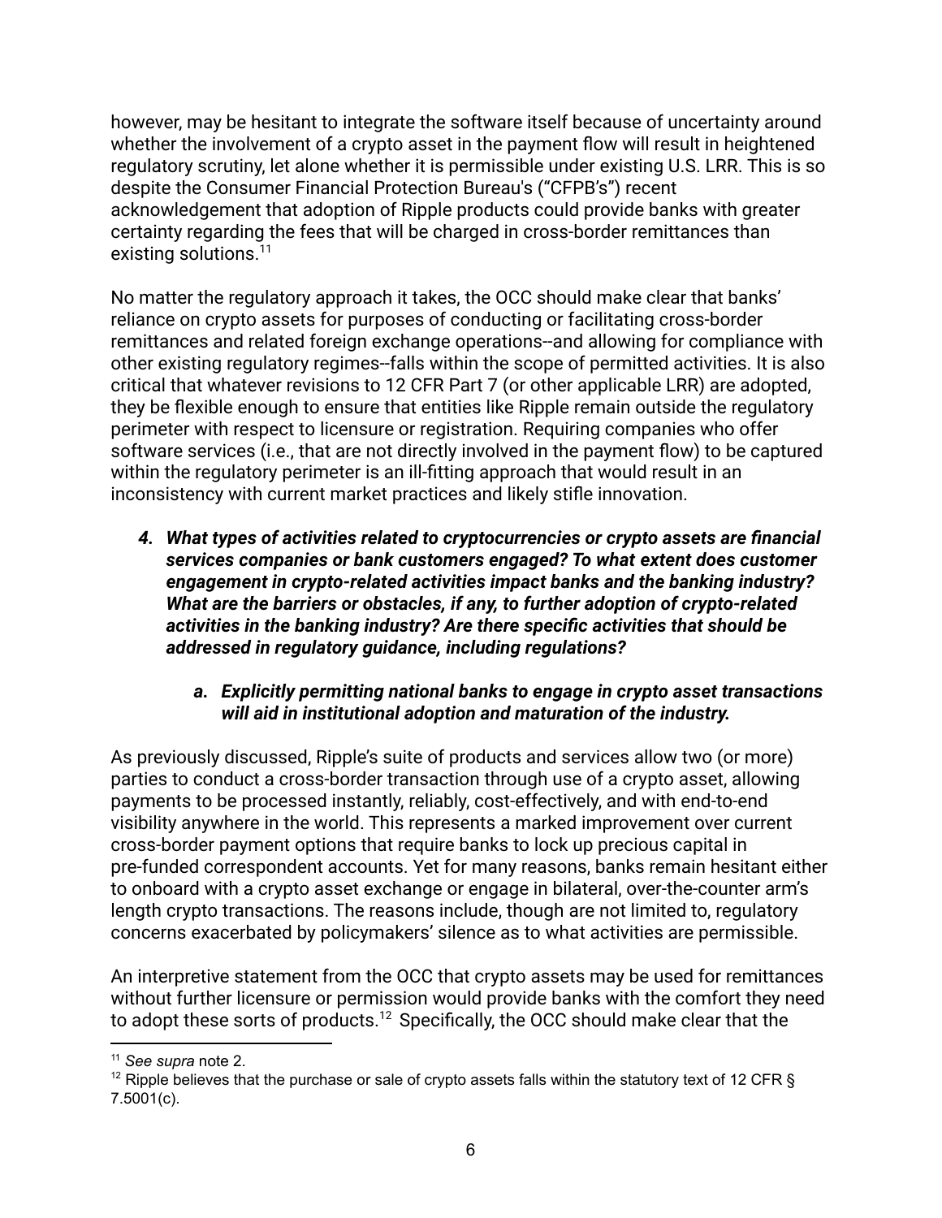however, may be hesitant to integrate the software itself because of uncertainty around whether the involvement of a crypto asset in the payment flow will result in heightened regulatory scrutiny, let alone whether it is permissible under existing U.S. LRR. This is so despite the Consumer Financial Protection Bureau's ("CFPB's") recent acknowledgement that adoption of Ripple products could provide banks with greater certainty regarding the fees that will be charged in cross-border remittances than existing solutions.[11]

No matter the regulatory approach it takes, the OCC should make clear that banks' reliance on crypto assets for purposes of conducting or facilitating cross-border remittances and related foreign exchange operations--and allowing for compliance with other existing regulatory regimes--falls within the scope of permitted activities. It is also critical that whatever revisions to 12 CFR Part 7 (or other applicable LRR) are adopted, they be flexible enough to ensure that entities like Ripple remain outside the regulatory perimeter with respect to licensure or registration. Requiring companies who offer software services (i.e., that are not directly involved in the payment flow) to be captured within the regulatory perimeter is an ill-fitting approach that would result in an inconsistency with current market practices and likely stifle innovation.

4. ***What types of activities related to cryptocurrencies or crypto assets are financial services companies or bank customers engaged? To what extent does customer engagement in crypto-related activities impact banks and the banking industry? What are the barriers or obstacles, if any, to further adoption of crypto-related activities in the banking industry? Are there specific activities that should be addressed in regulatory guidance, including regulations?***

    a. ***Explicitly permitting national banks to engage in crypto asset transactions will aid in institutional adoption and maturation of the industry.***

As previously discussed, Ripple's suite of products and services allow two (or more) parties to conduct a cross-border transaction through use of a crypto asset, allowing payments to be processed instantly, reliably, cost-effectively, and with end-to-end visibility anywhere in the world. This represents a marked improvement over current cross-border payment options that require banks to lock up precious capital in pre-funded correspondent accounts. Yet for many reasons, banks remain hesitant either to onboard with a crypto asset exchange or engage in bilateral, over-the-counter arm's length crypto transactions. The reasons include, though are not limited to, regulatory concerns exacerbated by policymakers' silence as to what activities are permissible.

An interpretive statement from the OCC that crypto assets may be used for remittances without further licensure or permission would provide banks with the comfort they need to adopt these sorts of products.[12] Specifically, the OCC should make clear that the

---

[11] *See supra* note 2.

[12] Ripple believes that the purchase or sale of crypto assets falls within the statutory text of 12 CFR § 7.5001(c).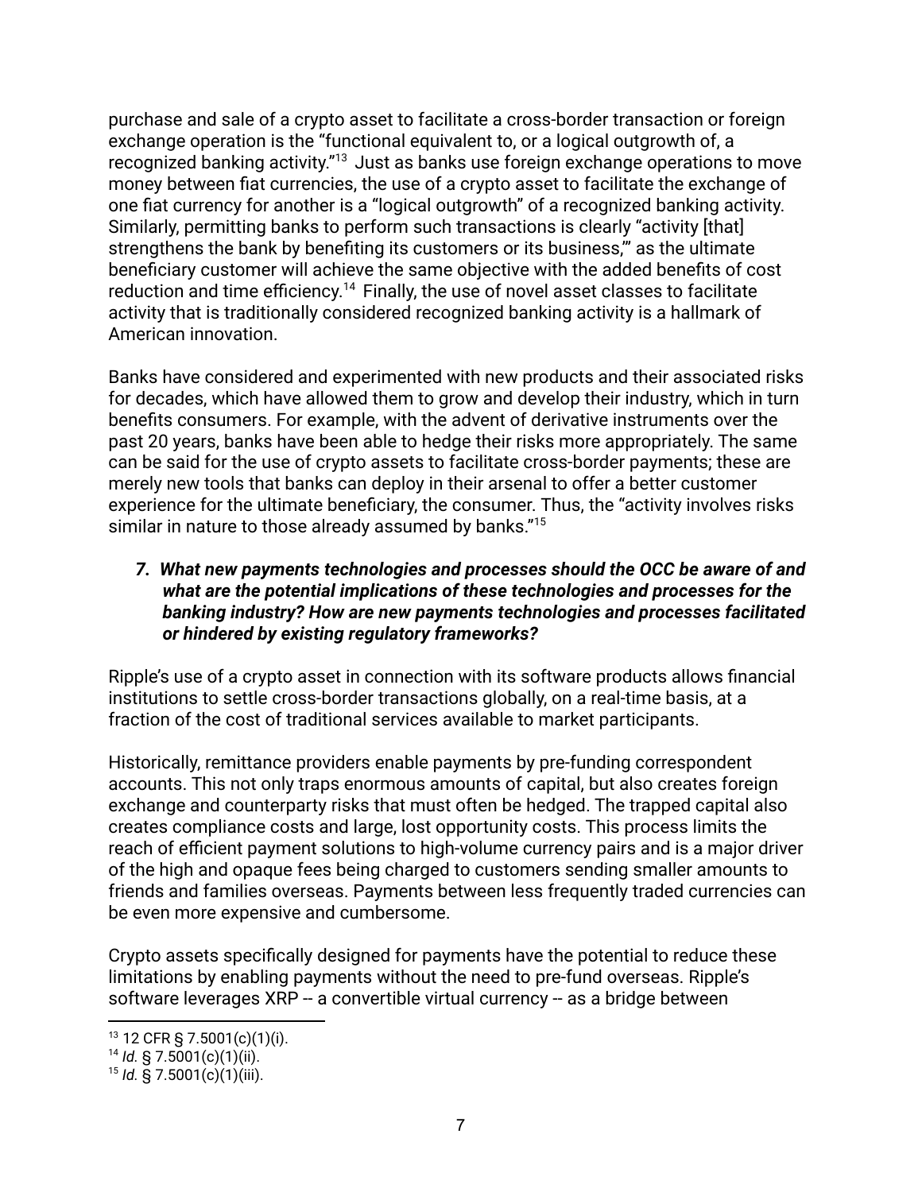purchase and sale of a crypto asset to facilitate a cross-border transaction or foreign exchange operation is the "functional equivalent to, or a logical outgrowth of, a recognized banking activity."[13] Just as banks use foreign exchange operations to move money between fiat currencies, the use of a crypto asset to facilitate the exchange of one fiat currency for another is a "logical outgrowth" of a recognized banking activity. Similarly, permitting banks to perform such transactions is clearly "activity [that] strengthens the bank by benefiting its customers or its business,'" as the ultimate beneficiary customer will achieve the same objective with the added benefits of cost reduction and time efficiency.[14] Finally, the use of novel asset classes to facilitate activity that is traditionally considered recognized banking activity is a hallmark of American innovation.

Banks have considered and experimented with new products and their associated risks for decades, which have allowed them to grow and develop their industry, which in turn benefits consumers. For example, with the advent of derivative instruments over the past 20 years, banks have been able to hedge their risks more appropriately. The same can be said for the use of crypto assets to facilitate cross-border payments; these are merely new tools that banks can deploy in their arsenal to offer a better customer experience for the ultimate beneficiary, the consumer. Thus, the "activity involves risks similar in nature to those already assumed by banks."[15]

***7. What new payments technologies and processes should the OCC be aware of and what are the potential implications of these technologies and processes for the banking industry? How are new payments technologies and processes facilitated or hindered by existing regulatory frameworks?***

Ripple's use of a crypto asset in connection with its software products allows financial institutions to settle cross-border transactions globally, on a real-time basis, at a fraction of the cost of traditional services available to market participants.

Historically, remittance providers enable payments by pre-funding correspondent accounts. This not only traps enormous amounts of capital, but also creates foreign exchange and counterparty risks that must often be hedged. The trapped capital also creates compliance costs and large, lost opportunity costs. This process limits the reach of efficient payment solutions to high-volume currency pairs and is a major driver of the high and opaque fees being charged to customers sending smaller amounts to friends and families overseas. Payments between less frequently traded currencies can be even more expensive and cumbersome.

Crypto assets specifically designed for payments have the potential to reduce these limitations by enabling payments without the need to pre-fund overseas. Ripple's software leverages XRP -- a convertible virtual currency -- as a bridge between

---

[13] 12 CFR § 7.5001(c)(1)(i).

[14] *Id.* § 7.5001(c)(1)(ii).

[15] *Id.* § 7.5001(c)(1)(iii).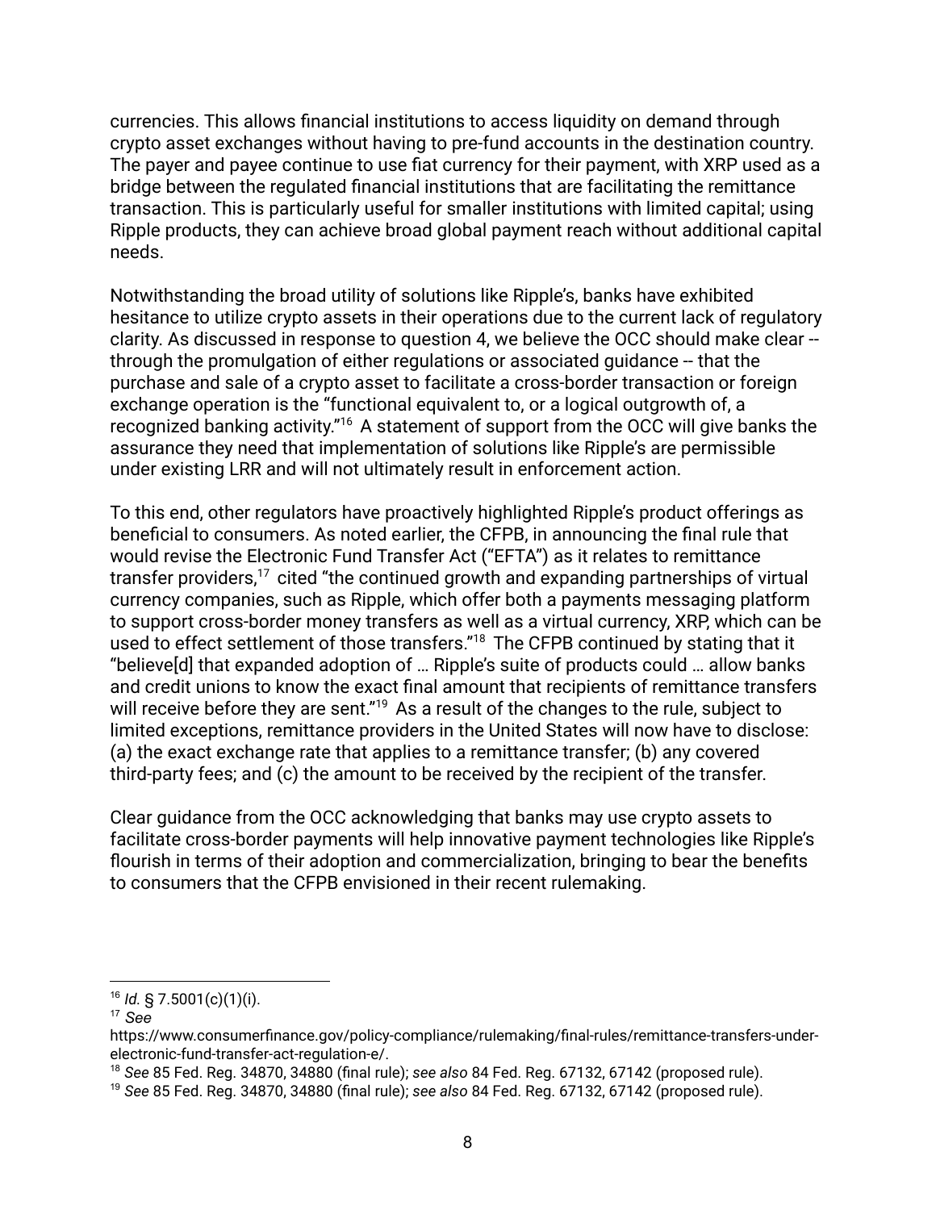currencies. This allows financial institutions to access liquidity on demand through crypto asset exchanges without having to pre-fund accounts in the destination country. The payer and payee continue to use fiat currency for their payment, with XRP used as a bridge between the regulated financial institutions that are facilitating the remittance transaction. This is particularly useful for smaller institutions with limited capital; using Ripple products, they can achieve broad global payment reach without additional capital needs.

Notwithstanding the broad utility of solutions like Ripple's, banks have exhibited hesitance to utilize crypto assets in their operations due to the current lack of regulatory clarity. As discussed in response to question 4, we believe the OCC should make clear -- through the promulgation of either regulations or associated guidance -- that the purchase and sale of a crypto asset to facilitate a cross-border transaction or foreign exchange operation is the "functional equivalent to, or a logical outgrowth of, a recognized banking activity."[16] A statement of support from the OCC will give banks the assurance they need that implementation of solutions like Ripple's are permissible under existing LRR and will not ultimately result in enforcement action.

To this end, other regulators have proactively highlighted Ripple's product offerings as beneficial to consumers. As noted earlier, the CFPB, in announcing the final rule that would revise the Electronic Fund Transfer Act ("EFTA") as it relates to remittance transfer providers,[17] cited "the continued growth and expanding partnerships of virtual currency companies, such as Ripple, which offer both a payments messaging platform to support cross-border money transfers as well as a virtual currency, XRP, which can be used to effect settlement of those transfers."[18] The CFPB continued by stating that it "believe[d] that expanded adoption of … Ripple's suite of products could … allow banks and credit unions to know the exact final amount that recipients of remittance transfers will receive before they are sent."[19] As a result of the changes to the rule, subject to limited exceptions, remittance providers in the United States will now have to disclose: (a) the exact exchange rate that applies to a remittance transfer; (b) any covered third-party fees; and (c) the amount to be received by the recipient of the transfer.

Clear guidance from the OCC acknowledging that banks may use crypto assets to facilitate cross-border payments will help innovative payment technologies like Ripple's flourish in terms of their adoption and commercialization, bringing to bear the benefits to consumers that the CFPB envisioned in their recent rulemaking.

---

[16] *Id.* § 7.5001(c)(1)(i).

[17] *See* https://www.consumerfinance.gov/policy-compliance/rulemaking/final-rules/remittance-transfers-under-electronic-fund-transfer-act-regulation-e/.

[18] *See* 85 Fed. Reg. 34870, 34880 (final rule); *see also* 84 Fed. Reg. 67132, 67142 (proposed rule).

[19] *See* 85 Fed. Reg. 34870, 34880 (final rule); *see also* 84 Fed. Reg. 67132, 67142 (proposed rule).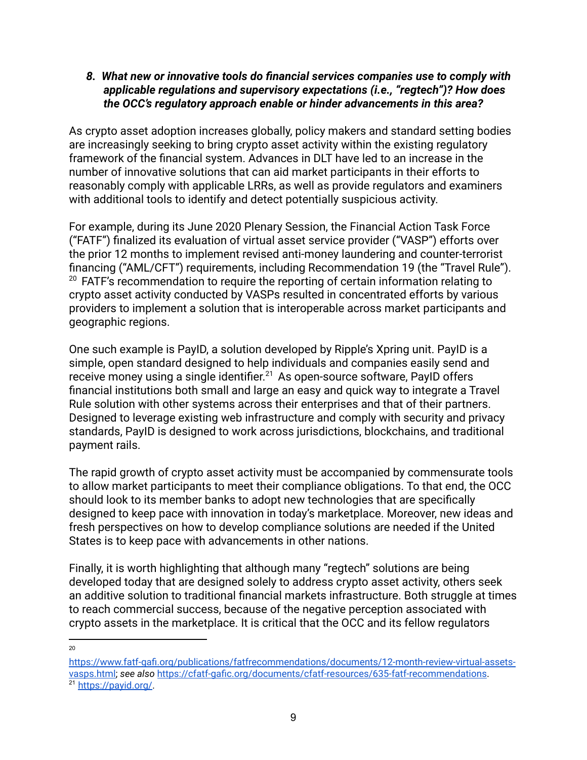***8. What new or innovative tools do financial services companies use to comply with applicable regulations and supervisory expectations (i.e., "regtech")? How does the OCC's regulatory approach enable or hinder advancements in this area?***

As crypto asset adoption increases globally, policy makers and standard setting bodies are increasingly seeking to bring crypto asset activity within the existing regulatory framework of the financial system. Advances in DLT have led to an increase in the number of innovative solutions that can aid market participants in their efforts to reasonably comply with applicable LRRs, as well as provide regulators and examiners with additional tools to identify and detect potentially suspicious activity.

For example, during its June 2020 Plenary Session, the Financial Action Task Force ("FATF") finalized its evaluation of virtual asset service provider ("VASP") efforts over the prior 12 months to implement revised anti-money laundering and counter-terrorist financing ("AML/CFT") requirements, including Recommendation 19 (the "Travel Rule").[20] FATF's recommendation to require the reporting of certain information relating to crypto asset activity conducted by VASPs resulted in concentrated efforts by various providers to implement a solution that is interoperable across market participants and geographic regions.

One such example is PayID, a solution developed by Ripple's Xpring unit. PayID is a simple, open standard designed to help individuals and companies easily send and receive money using a single identifier.[21] As open-source software, PayID offers financial institutions both small and large an easy and quick way to integrate a Travel Rule solution with other systems across their enterprises and that of their partners. Designed to leverage existing web infrastructure and comply with security and privacy standards, PayID is designed to work across jurisdictions, blockchains, and traditional payment rails.

The rapid growth of crypto asset activity must be accompanied by commensurate tools to allow market participants to meet their compliance obligations. To that end, the OCC should look to its member banks to adopt new technologies that are specifically designed to keep pace with innovation in today's marketplace. Moreover, new ideas and fresh perspectives on how to develop compliance solutions are needed if the United States is to keep pace with advancements in other nations.

Finally, it is worth highlighting that although many "regtech" solutions are being developed today that are designed solely to address crypto asset activity, others seek an additive solution to traditional financial markets infrastructure. Both struggle at times to reach commercial success, because of the negative perception associated with crypto assets in the marketplace. It is critical that the OCC and its fellow regulators

---

[20] https://www.fatf-gafi.org/publications/fatfrecommendations/documents/12-month-review-virtual-assets-vasps.html; *see also* https://cfatf-gafic.org/documents/cfatf-resources/635-fatf-recommendations.

[21] https://payid.org/.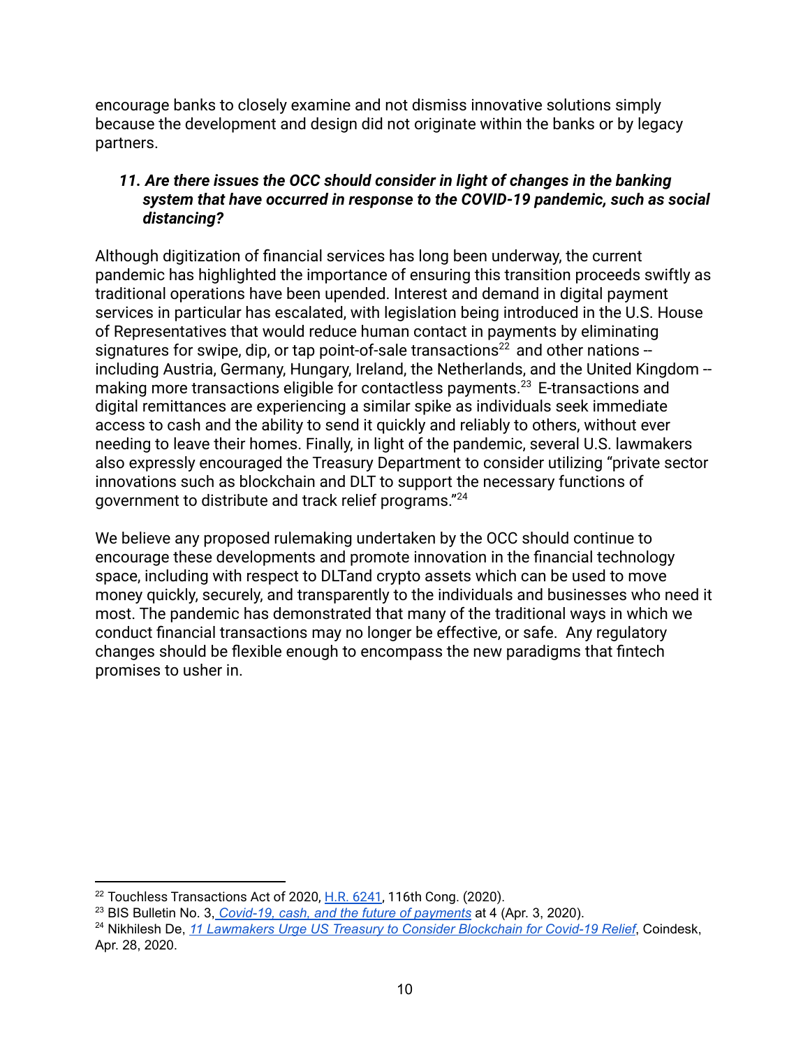encourage banks to closely examine and not dismiss innovative solutions simply because the development and design did not originate within the banks or by legacy partners.

### *11. Are there issues the OCC should consider in light of changes in the banking system that have occurred in response to the COVID-19 pandemic, such as social distancing?*

Although digitization of financial services has long been underway, the current pandemic has highlighted the importance of ensuring this transition proceeds swiftly as traditional operations have been upended. Interest and demand in digital payment services in particular has escalated, with legislation being introduced in the U.S. House of Representatives that would reduce human contact in payments by eliminating signatures for swipe, dip, or tap point-of-sale transactions[22] and other nations -- including Austria, Germany, Hungary, Ireland, the Netherlands, and the United Kingdom -- making more transactions eligible for contactless payments.[23] E-transactions and digital remittances are experiencing a similar spike as individuals seek immediate access to cash and the ability to send it quickly and reliably to others, without ever needing to leave their homes. Finally, in light of the pandemic, several U.S. lawmakers also expressly encouraged the Treasury Department to consider utilizing "private sector innovations such as blockchain and DLT to support the necessary functions of government to distribute and track relief programs."[24]

We believe any proposed rulemaking undertaken by the OCC should continue to encourage these developments and promote innovation in the financial technology space, including with respect to DLTand crypto assets which can be used to move money quickly, securely, and transparently to the individuals and businesses who need it most. The pandemic has demonstrated that many of the traditional ways in which we conduct financial transactions may no longer be effective, or safe. Any regulatory changes should be flexible enough to encompass the new paradigms that fintech promises to usher in.

---

[22] Touchless Transactions Act of 2020, H.R. 6241, 116th Cong. (2020).

[23] BIS Bulletin No. 3, *Covid-19, cash, and the future of payments* at 4 (Apr. 3, 2020).

[24] Nikhilesh De, *11 Lawmakers Urge US Treasury to Consider Blockchain for Covid-19 Relief*, Coindesk, Apr. 28, 2020.